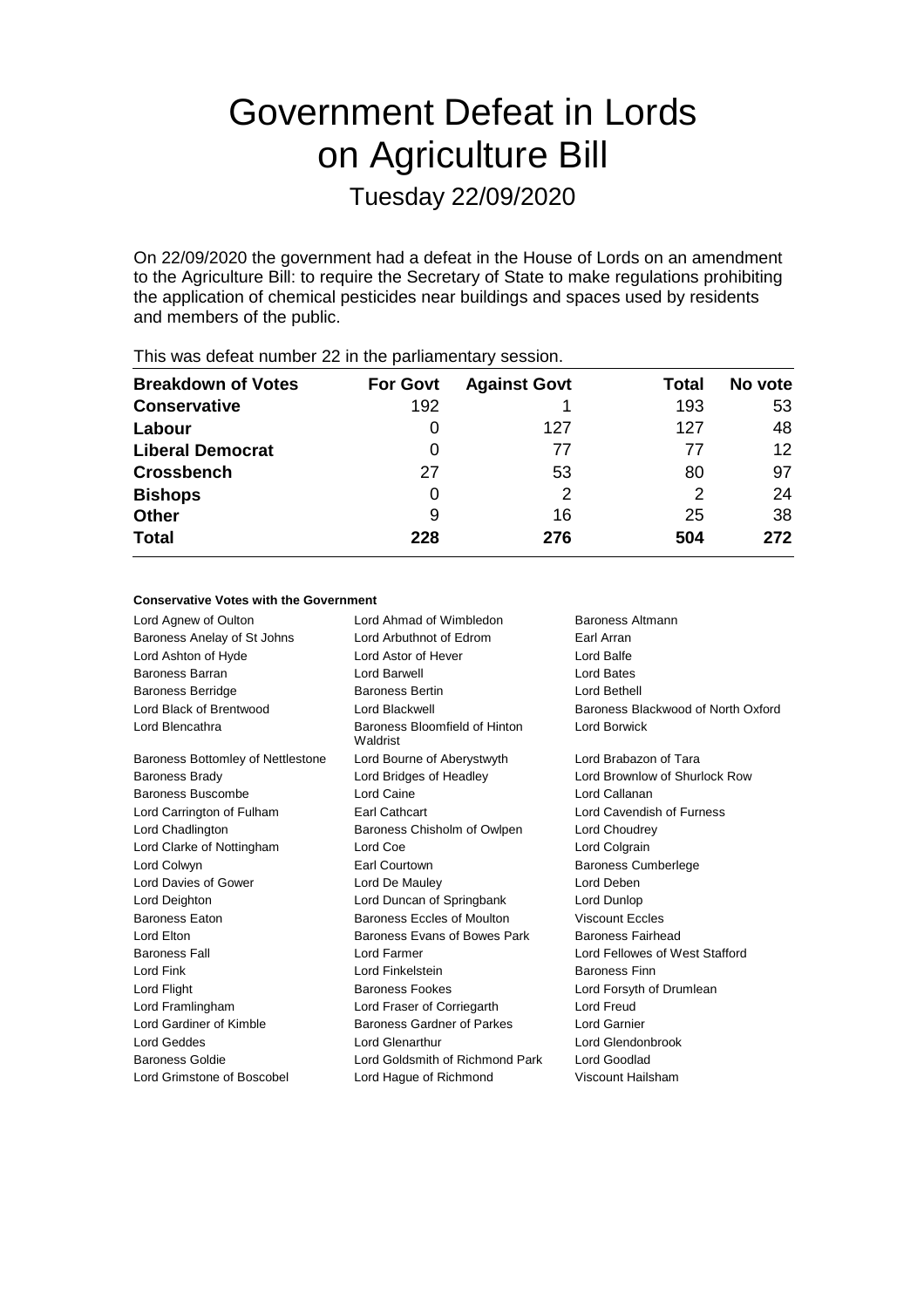# Government Defeat in Lords on Agriculture Bill

## Tuesday 22/09/2020

On 22/09/2020 the government had a defeat in the House of Lords on an amendment to the Agriculture Bill: to require the Secretary of State to make regulations prohibiting the application of chemical pesticides near buildings and spaces used by residents and members of the public.

This was defeat number 22 in the parliamentary session.

| Breakdown of Votes | For Govt | Against Govt | Total | No vote |
|---|---|---|---|---|
| **Conservative** | 192 | 1 | 193 | 53 |
| **Labour** | 0 | 127 | 127 | 48 |
| **Liberal Democrat** | 0 | 77 | 77 | 12 |
| **Crossbench** | 27 | 53 | 80 | 97 |
| **Bishops** | 0 | 2 | 2 | 24 |
| **Other** | 9 | 16 | 25 | 38 |
| **Total** | **228** | **276** | **504** | **272** |

### Conservative Votes with the Government

| | | |
|---|---|---|
| Lord Agnew of Oulton | Lord Ahmad of Wimbledon | Baroness Altmann |
| Baroness Anelay of St Johns | Lord Arbuthnot of Edrom | Earl Arran |
| Lord Ashton of Hyde | Lord Astor of Hever | Lord Balfe |
| Baroness Barran | Lord Barwell | Lord Bates |
| Baroness Berridge | Baroness Bertin | Lord Bethell |
| Lord Black of Brentwood | Lord Blackwell | Baroness Blackwood of North Oxford |
| Lord Blencathra | Baroness Bloomfield of Hinton Waldrist | Lord Borwick |
| Baroness Bottomley of Nettlestone | Lord Bourne of Aberystwyth | Lord Brabazon of Tara |
| Baroness Brady | Lord Bridges of Headley | Lord Brownlow of Shurlock Row |
| Baroness Buscombe | Lord Caine | Lord Callanan |
| Lord Carrington of Fulham | Earl Cathcart | Lord Cavendish of Furness |
| Lord Chadlington | Baroness Chisholm of Owlpen | Lord Choudrey |
| Lord Clarke of Nottingham | Lord Coe | Lord Colgrain |
| Lord Colwyn | Earl Courtown | Baroness Cumberlege |
| Lord Davies of Gower | Lord De Mauley | Lord Deben |
| Lord Deighton | Lord Duncan of Springbank | Lord Dunlop |
| Baroness Eaton | Baroness Eccles of Moulton | Viscount Eccles |
| Lord Elton | Baroness Evans of Bowes Park | Baroness Fairhead |
| Baroness Fall | Lord Farmer | Lord Fellowes of West Stafford |
| Lord Fink | Lord Finkelstein | Baroness Finn |
| Lord Flight | Baroness Fookes | Lord Forsyth of Drumlean |
| Lord Framlingham | Lord Fraser of Corriegarth | Lord Freud |
| Lord Gardiner of Kimble | Baroness Gardner of Parkes | Lord Garnier |
| Lord Geddes | Lord Glenarthur | Lord Glendonbrook |
| Baroness Goldie | Lord Goldsmith of Richmond Park | Lord Goodlad |
| Lord Grimstone of Boscobel | Lord Hague of Richmond | Viscount Hailsham |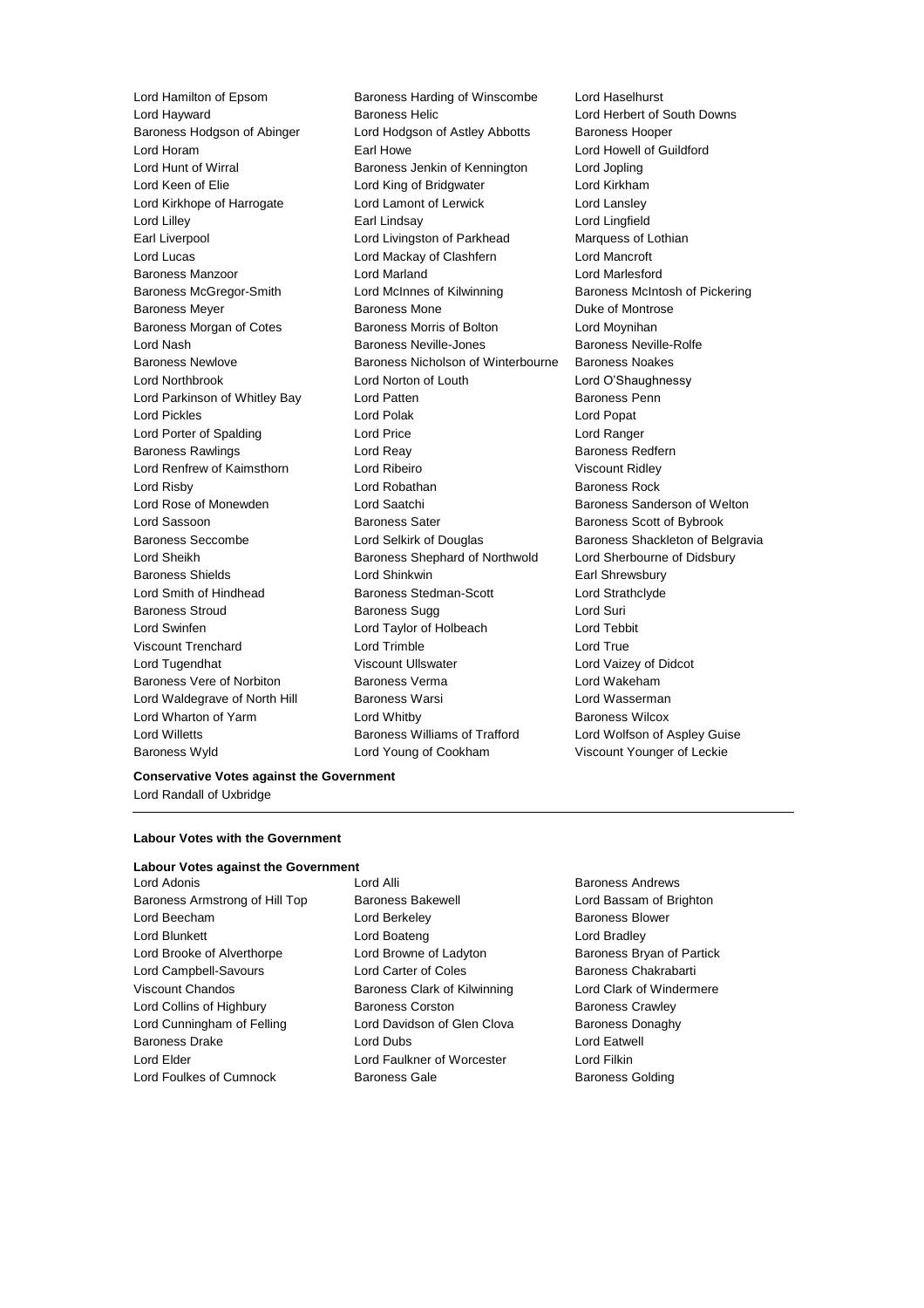Lord Hamilton of Epsom
Baroness Harding of Winscombe
Lord Haselhurst
Lord Hayward
Baroness Helic
Lord Herbert of South Downs
Baroness Hodgson of Abinger
Lord Hodgson of Astley Abbotts
Baroness Hooper
Lord Horam
Earl Howe
Lord Howell of Guildford
Lord Hunt of Wirral
Baroness Jenkin of Kennington
Lord Jopling
Lord Keen of Elie
Lord King of Bridgwater
Lord Kirkham
Lord Kirkhope of Harrogate
Lord Lamont of Lerwick
Lord Lansley
Lord Lilley
Earl Lindsay
Lord Lingfield
Earl Liverpool
Lord Livingston of Parkhead
Marquess of Lothian
Lord Lucas
Lord Mackay of Clashfern
Lord Mancroft
Baroness Manzoor
Lord Marland
Lord Marlesford
Baroness McGregor-Smith
Lord McInnes of Kilwinning
Baroness McIntosh of Pickering
Baroness Meyer
Baroness Mone
Duke of Montrose
Baroness Morgan of Cotes
Baroness Morris of Bolton
Lord Moynihan
Lord Nash
Baroness Neville-Jones
Baroness Neville-Rolfe
Baroness Newlove
Baroness Nicholson of Winterbourne
Baroness Noakes
Lord Northbrook
Lord Norton of Louth
Lord O'Shaughnessy
Lord Parkinson of Whitley Bay
Lord Patten
Baroness Penn
Lord Pickles
Lord Polak
Lord Popat
Lord Porter of Spalding
Lord Price
Lord Ranger
Baroness Rawlings
Lord Reay
Baroness Redfern
Lord Renfrew of Kaimsthorn
Lord Ribeiro
Viscount Ridley
Lord Risby
Lord Robathan
Baroness Rock
Lord Rose of Monewden
Lord Saatchi
Baroness Sanderson of Welton
Lord Sassoon
Baroness Sater
Baroness Scott of Bybrook
Baroness Seccombe
Lord Selkirk of Douglas
Baroness Shackleton of Belgravia
Lord Sheikh
Baroness Shephard of Northwold
Lord Sherbourne of Didsbury
Baroness Shields
Lord Shinkwin
Earl Shrewsbury
Lord Smith of Hindhead
Baroness Stedman-Scott
Lord Strathclyde
Baroness Stroud
Baroness Sugg
Lord Suri
Lord Swinfen
Lord Taylor of Holbeach
Lord Tebbit
Viscount Trenchard
Lord Trimble
Lord True
Lord Tugendhat
Viscount Ullswater
Lord Vaizey of Didcot
Baroness Vere of Norbiton
Baroness Verma
Lord Wakeham
Lord Waldegrave of North Hill
Baroness Warsi
Lord Wasserman
Lord Wharton of Yarm
Lord Whitby
Baroness Wilcox
Lord Willetts
Baroness Williams of Trafford
Lord Wolfson of Aspley Guise
Baroness Wyld
Lord Young of Cookham
Viscount Younger of Leckie

**Conservative Votes against the Government**

Lord Randall of Uxbridge

---

**Labour Votes with the Government**

**Labour Votes against the Government**

Lord Adonis
Lord Alli
Baroness Andrews
Baroness Armstrong of Hill Top
Baroness Bakewell
Lord Bassam of Brighton
Lord Beecham
Lord Berkeley
Baroness Blower
Lord Blunkett
Lord Boateng
Lord Bradley
Lord Brooke of Alverthorpe
Lord Browne of Ladyton
Baroness Bryan of Partick
Lord Campbell-Savours
Lord Carter of Coles
Baroness Chakrabarti
Viscount Chandos
Baroness Clark of Kilwinning
Lord Clark of Windermere
Lord Collins of Highbury
Baroness Corston
Baroness Crawley
Lord Cunningham of Felling
Lord Davidson of Glen Clova
Baroness Donaghy
Baroness Drake
Lord Dubs
Lord Eatwell
Lord Elder
Lord Faulkner of Worcester
Lord Filkin
Lord Foulkes of Cumnock
Baroness Gale
Baroness Golding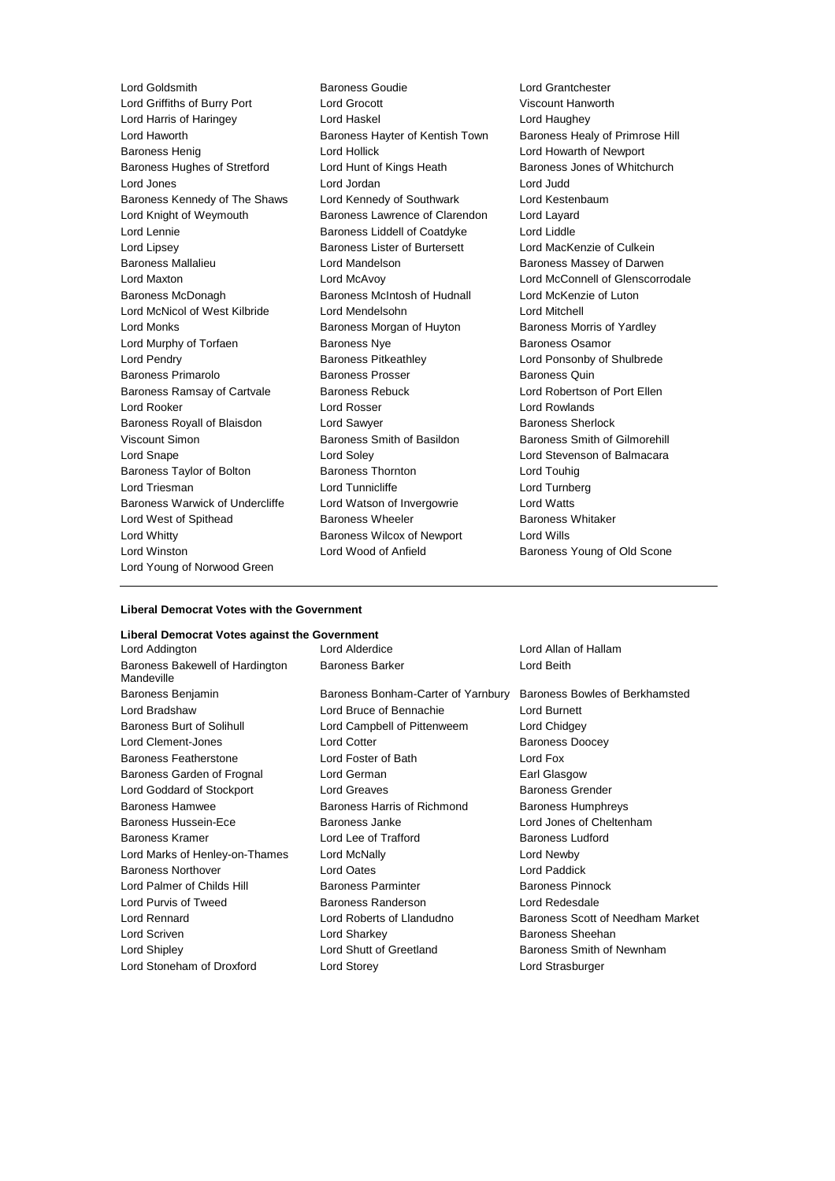Lord Goldsmith
Baroness Goudie
Lord Grantchester
Lord Griffiths of Burry Port
Lord Grocott
Viscount Hanworth
Lord Harris of Haringey
Lord Haskel
Lord Haughey
Lord Haworth
Baroness Hayter of Kentish Town
Baroness Healy of Primrose Hill
Baroness Henig
Lord Hollick
Lord Howarth of Newport
Baroness Hughes of Stretford
Lord Hunt of Kings Heath
Baroness Jones of Whitchurch
Lord Jones
Lord Jordan
Lord Judd
Baroness Kennedy of The Shaws
Lord Kennedy of Southwark
Lord Kestenbaum
Lord Knight of Weymouth
Baroness Lawrence of Clarendon
Lord Layard
Lord Lennie
Baroness Liddell of Coatdyke
Lord Liddle
Lord Lipsey
Baroness Lister of Burtersett
Lord MacKenzie of Culkein
Baroness Mallalieu
Lord Mandelson
Baroness Massey of Darwen
Lord Maxton
Lord McAvoy
Lord McConnell of Glenscorrodale
Baroness McDonagh
Baroness McIntosh of Hudnall
Lord McKenzie of Luton
Lord McNicol of West Kilbride
Lord Mendelsohn
Lord Mitchell
Lord Monks
Baroness Morgan of Huyton
Baroness Morris of Yardley
Lord Murphy of Torfaen
Baroness Nye
Baroness Osamor
Lord Pendry
Baroness Pitkeathley
Lord Ponsonby of Shulbrede
Baroness Primarolo
Baroness Prosser
Baroness Quin
Baroness Ramsay of Cartvale
Baroness Rebuck
Lord Robertson of Port Ellen
Lord Rooker
Lord Rosser
Lord Rowlands
Baroness Royall of Blaisdon
Lord Sawyer
Baroness Sherlock
Viscount Simon
Baroness Smith of Basildon
Baroness Smith of Gilmorehill
Lord Snape
Lord Soley
Lord Stevenson of Balmacara
Baroness Taylor of Bolton
Baroness Thornton
Lord Touhig
Lord Triesman
Lord Tunnicliffe
Lord Turnberg
Baroness Warwick of Undercliffe
Lord Watson of Invergowrie
Lord Watts
Lord West of Spithead
Baroness Wheeler
Baroness Whitaker
Lord Whitty
Baroness Wilcox of Newport
Lord Wills
Lord Winston
Lord Wood of Anfield
Baroness Young of Old Scone
Lord Young of Norwood Green

---

**Liberal Democrat Votes with the Government**

**Liberal Democrat Votes against the Government**

Lord Addington
Lord Alderdice
Lord Allan of Hallam
Baroness Bakewell of Hardington Mandeville
Baroness Barker
Lord Beith
Baroness Benjamin
Baroness Bonham-Carter of Yarnbury
Baroness Bowles of Berkhamsted
Lord Bradshaw
Lord Bruce of Bennachie
Lord Burnett
Baroness Burt of Solihull
Lord Campbell of Pittenweem
Lord Chidgey
Lord Clement-Jones
Lord Cotter
Baroness Doocey
Baroness Featherstone
Lord Foster of Bath
Lord Fox
Baroness Garden of Frognal
Lord German
Earl Glasgow
Lord Goddard of Stockport
Lord Greaves
Baroness Grender
Baroness Hamwee
Baroness Harris of Richmond
Baroness Humphreys
Baroness Hussein-Ece
Baroness Janke
Lord Jones of Cheltenham
Baroness Kramer
Lord Lee of Trafford
Baroness Ludford
Lord Marks of Henley-on-Thames
Lord McNally
Lord Newby
Baroness Northover
Lord Oates
Lord Paddick
Lord Palmer of Childs Hill
Baroness Parminter
Baroness Pinnock
Lord Purvis of Tweed
Baroness Randerson
Lord Redesdale
Lord Rennard
Lord Roberts of Llandudno
Baroness Scott of Needham Market
Lord Scriven
Lord Sharkey
Baroness Sheehan
Lord Shipley
Lord Shutt of Greetland
Baroness Smith of Newnham
Lord Stoneham of Droxford
Lord Storey
Lord Strasburger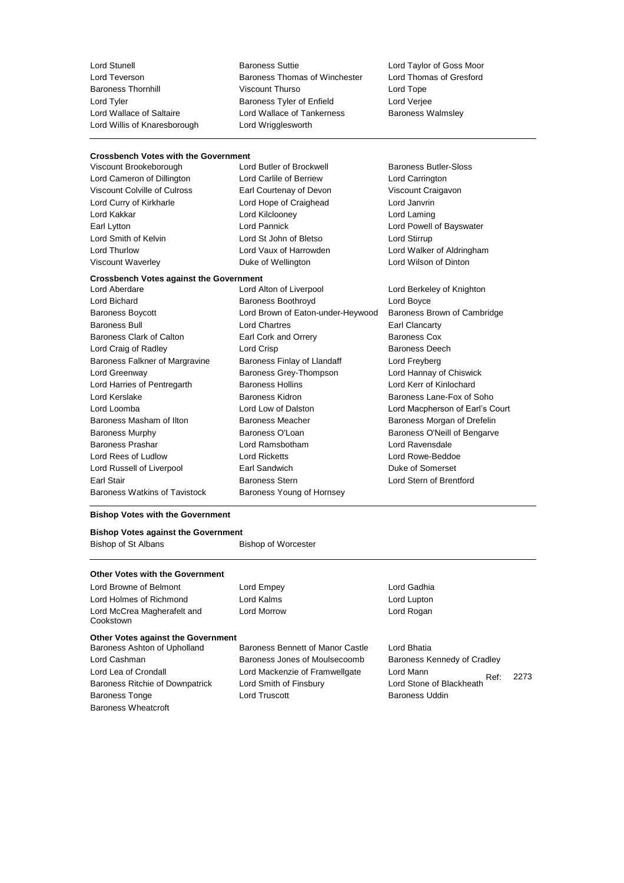| | | |
|---|---|---|
| Lord Stunell | Baroness Suttie | Lord Taylor of Goss Moor |
| Lord Teverson | Baroness Thomas of Winchester | Lord Thomas of Gresford |
| Baroness Thornhill | Viscount Thurso | Lord Tope |
| Lord Tyler | Baroness Tyler of Enfield | Lord Verjee |
| Lord Wallace of Saltaire | Lord Wallace of Tankerness | Baroness Walmsley |
| Lord Willis of Knaresborough | Lord Wrigglesworth | |

**Crossbench Votes with the Government**

| | | |
|---|---|---|
| Viscount Brookeborough | Lord Butler of Brockwell | Baroness Butler-Sloss |
| Lord Cameron of Dillington | Lord Carlile of Berriew | Lord Carrington |
| Viscount Colville of Culross | Earl Courtenay of Devon | Viscount Craigavon |
| Lord Curry of Kirkharle | Lord Hope of Craighead | Lord Janvrin |
| Lord Kakkar | Lord Kilclooney | Lord Laming |
| Earl Lytton | Lord Pannick | Lord Powell of Bayswater |
| Lord Smith of Kelvin | Lord St John of Bletso | Lord Stirrup |
| Lord Thurlow | Lord Vaux of Harrowden | Lord Walker of Aldringham |
| Viscount Waverley | Duke of Wellington | Lord Wilson of Dinton |

**Crossbench Votes against the Government**

| | | |
|---|---|---|
| Lord Aberdare | Lord Alton of Liverpool | Lord Berkeley of Knighton |
| Lord Bichard | Baroness Boothroyd | Lord Boyce |
| Baroness Boycott | Lord Brown of Eaton-under-Heywood | Baroness Brown of Cambridge |
| Baroness Bull | Lord Chartres | Earl Clancarty |
| Baroness Clark of Calton | Earl Cork and Orrery | Baroness Cox |
| Lord Craig of Radley | Lord Crisp | Baroness Deech |
| Baroness Falkner of Margravine | Baroness Finlay of Llandaff | Lord Freyberg |
| Lord Greenway | Baroness Grey-Thompson | Lord Hannay of Chiswick |
| Lord Harries of Pentregarth | Baroness Hollins | Lord Kerr of Kinlochard |
| Lord Kerslake | Baroness Kidron | Baroness Lane-Fox of Soho |
| Lord Loomba | Lord Low of Dalston | Lord Macpherson of Earl's Court |
| Baroness Masham of Ilton | Baroness Meacher | Baroness Morgan of Drefelin |
| Baroness Murphy | Baroness O'Loan | Baroness O'Neill of Bengarve |
| Baroness Prashar | Lord Ramsbotham | Lord Ravensdale |
| Lord Rees of Ludlow | Lord Ricketts | Lord Rowe-Beddoe |
| Lord Russell of Liverpool | Earl Sandwich | Duke of Somerset |
| Earl Stair | Baroness Stern | Lord Stern of Brentford |
| Baroness Watkins of Tavistock | Baroness Young of Hornsey | |

**Bishop Votes with the Government**

**Bishop Votes against the Government**

| | |
|---|---|
| Bishop of St Albans | Bishop of Worcester |

**Other Votes with the Government**

| | | |
|---|---|---|
| Lord Browne of Belmont | Lord Empey | Lord Gadhia |
| Lord Holmes of Richmond | Lord Kalms | Lord Lupton |
| Lord McCrea Magherafelt and Cookstown | Lord Morrow | Lord Rogan |

**Other Votes against the Government**

| | | |
|---|---|---|
| Baroness Ashton of Upholland | Baroness Bennett of Manor Castle | Lord Bhatia |
| Lord Cashman | Baroness Jones of Moulsecoomb | Baroness Kennedy of Cradley |
| Lord Lea of Crondall | Lord Mackenzie of Framwellgate | Lord Mann |
| Baroness Ritchie of Downpatrick | Lord Smith of Finsbury | Lord Stone of Blackheath |
| Baroness Tonge | Lord Truscott | Baroness Uddin |
| Baroness Wheatcroft | | |

Ref: 2273